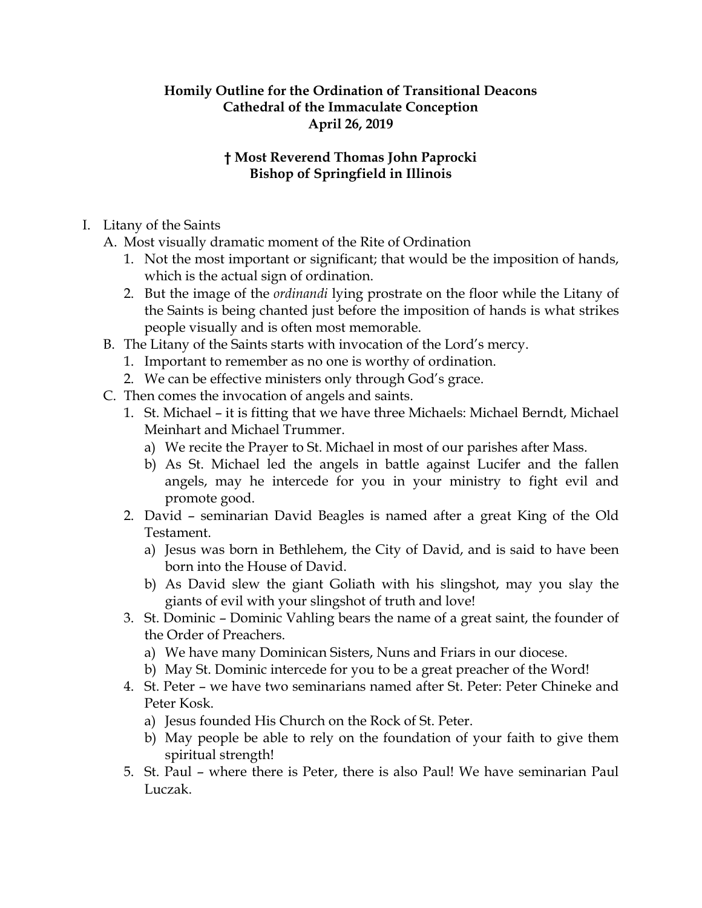**Homily Outline for the Ordination of Transitional Deacons**
**Cathedral of the Immaculate Conception**
**April 26, 2019**

**† Most Reverend Thomas John Paprocki**
**Bishop of Springfield in Illinois**

I. Litany of the Saints
   A. Most visually dramatic moment of the Rite of Ordination
      1. Not the most important or significant; that would be the imposition of hands, which is the actual sign of ordination.
      2. But the image of the *ordinandi* lying prostrate on the floor while the Litany of the Saints is being chanted just before the imposition of hands is what strikes people visually and is often most memorable.
   B. The Litany of the Saints starts with invocation of the Lord's mercy.
      1. Important to remember as no one is worthy of ordination.
      2. We can be effective ministers only through God's grace.
   C. Then comes the invocation of angels and saints.
      1. St. Michael – it is fitting that we have three Michaels: Michael Berndt, Michael Meinhart and Michael Trummer.
         a) We recite the Prayer to St. Michael in most of our parishes after Mass.
         b) As St. Michael led the angels in battle against Lucifer and the fallen angels, may he intercede for you in your ministry to fight evil and promote good.
      2. David – seminarian David Beagles is named after a great King of the Old Testament.
         a) Jesus was born in Bethlehem, the City of David, and is said to have been born into the House of David.
         b) As David slew the giant Goliath with his slingshot, may you slay the giants of evil with your slingshot of truth and love!
      3. St. Dominic – Dominic Vahling bears the name of a great saint, the founder of the Order of Preachers.
         a) We have many Dominican Sisters, Nuns and Friars in our diocese.
         b) May St. Dominic intercede for you to be a great preacher of the Word!
      4. St. Peter – we have two seminarians named after St. Peter: Peter Chineke and Peter Kosk.
         a) Jesus founded His Church on the Rock of St. Peter.
         b) May people be able to rely on the foundation of your faith to give them spiritual strength!
      5. St. Paul – where there is Peter, there is also Paul! We have seminarian Paul Luczak.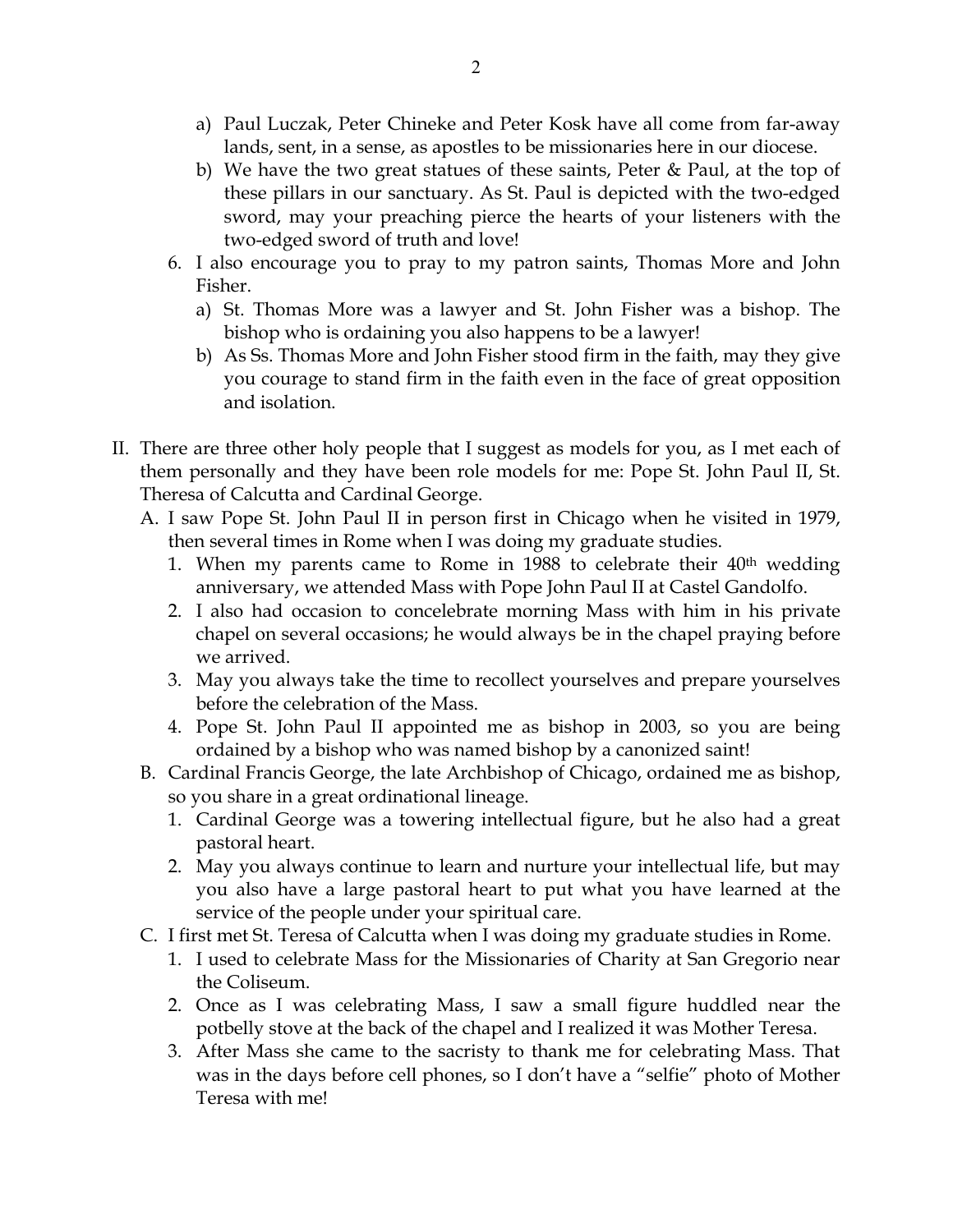a) Paul Luczak, Peter Chineke and Peter Kosk have all come from far-away lands, sent, in a sense, as apostles to be missionaries here in our diocese.
   b) We have the two great statues of these saints, Peter & Paul, at the top of these pillars in our sanctuary. As St. Paul is depicted with the two-edged sword, may your preaching pierce the hearts of your listeners with the two-edged sword of truth and love!

6. I also encourage you to pray to my patron saints, Thomas More and John Fisher.
   a) St. Thomas More was a lawyer and St. John Fisher was a bishop. The bishop who is ordaining you also happens to be a lawyer!
   b) As Ss. Thomas More and John Fisher stood firm in the faith, may they give you courage to stand firm in the faith even in the face of great opposition and isolation.

II. There are three other holy people that I suggest as models for you, as I met each of them personally and they have been role models for me: Pope St. John Paul II, St. Theresa of Calcutta and Cardinal George.

A. I saw Pope St. John Paul II in person first in Chicago when he visited in 1979, then several times in Rome when I was doing my graduate studies.
   1. When my parents came to Rome in 1988 to celebrate their 40th wedding anniversary, we attended Mass with Pope John Paul II at Castel Gandolfo.
   2. I also had occasion to concelebrate morning Mass with him in his private chapel on several occasions; he would always be in the chapel praying before we arrived.
   3. May you always take the time to recollect yourselves and prepare yourselves before the celebration of the Mass.
   4. Pope St. John Paul II appointed me as bishop in 2003, so you are being ordained by a bishop who was named bishop by a canonized saint!

B. Cardinal Francis George, the late Archbishop of Chicago, ordained me as bishop, so you share in a great ordinational lineage.
   1. Cardinal George was a towering intellectual figure, but he also had a great pastoral heart.
   2. May you always continue to learn and nurture your intellectual life, but may you also have a large pastoral heart to put what you have learned at the service of the people under your spiritual care.

C. I first met St. Teresa of Calcutta when I was doing my graduate studies in Rome.
   1. I used to celebrate Mass for the Missionaries of Charity at San Gregorio near the Coliseum.
   2. Once as I was celebrating Mass, I saw a small figure huddled near the potbelly stove at the back of the chapel and I realized it was Mother Teresa.
   3. After Mass she came to the sacristy to thank me for celebrating Mass. That was in the days before cell phones, so I don't have a "selfie" photo of Mother Teresa with me!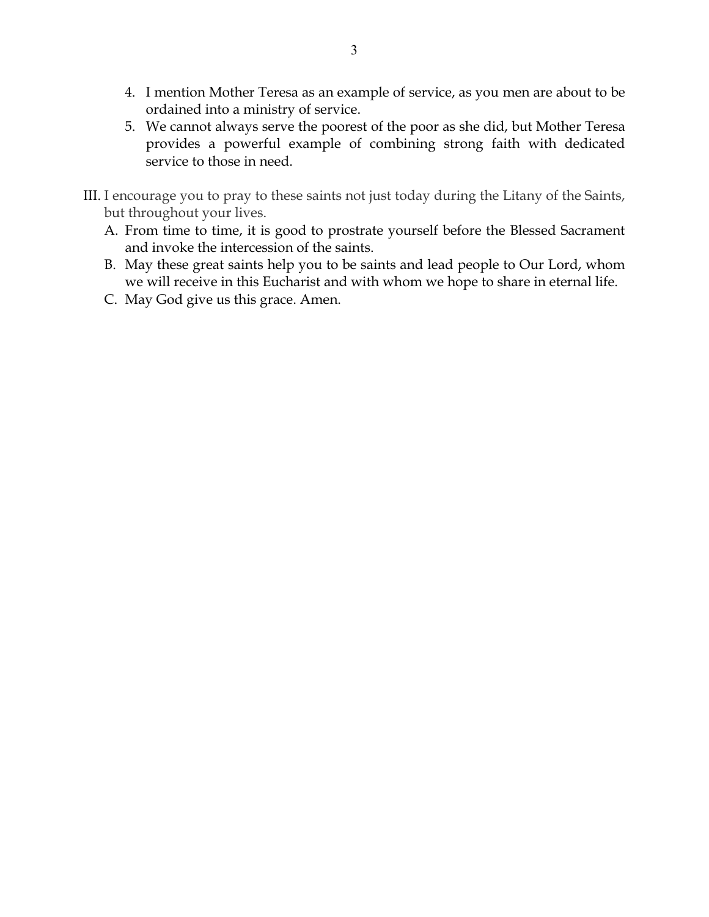4. I mention Mother Teresa as an example of service, as you men are about to be ordained into a ministry of service.
5. We cannot always serve the poorest of the poor as she did, but Mother Teresa provides a powerful example of combining strong faith with dedicated service to those in need.

III. I encourage you to pray to these saints not just today during the Litany of the Saints, but throughout your lives.

A. From time to time, it is good to prostrate yourself before the Blessed Sacrament and invoke the intercession of the saints.

B. May these great saints help you to be saints and lead people to Our Lord, whom we will receive in this Eucharist and with whom we hope to share in eternal life.

C. May God give us this grace. Amen.